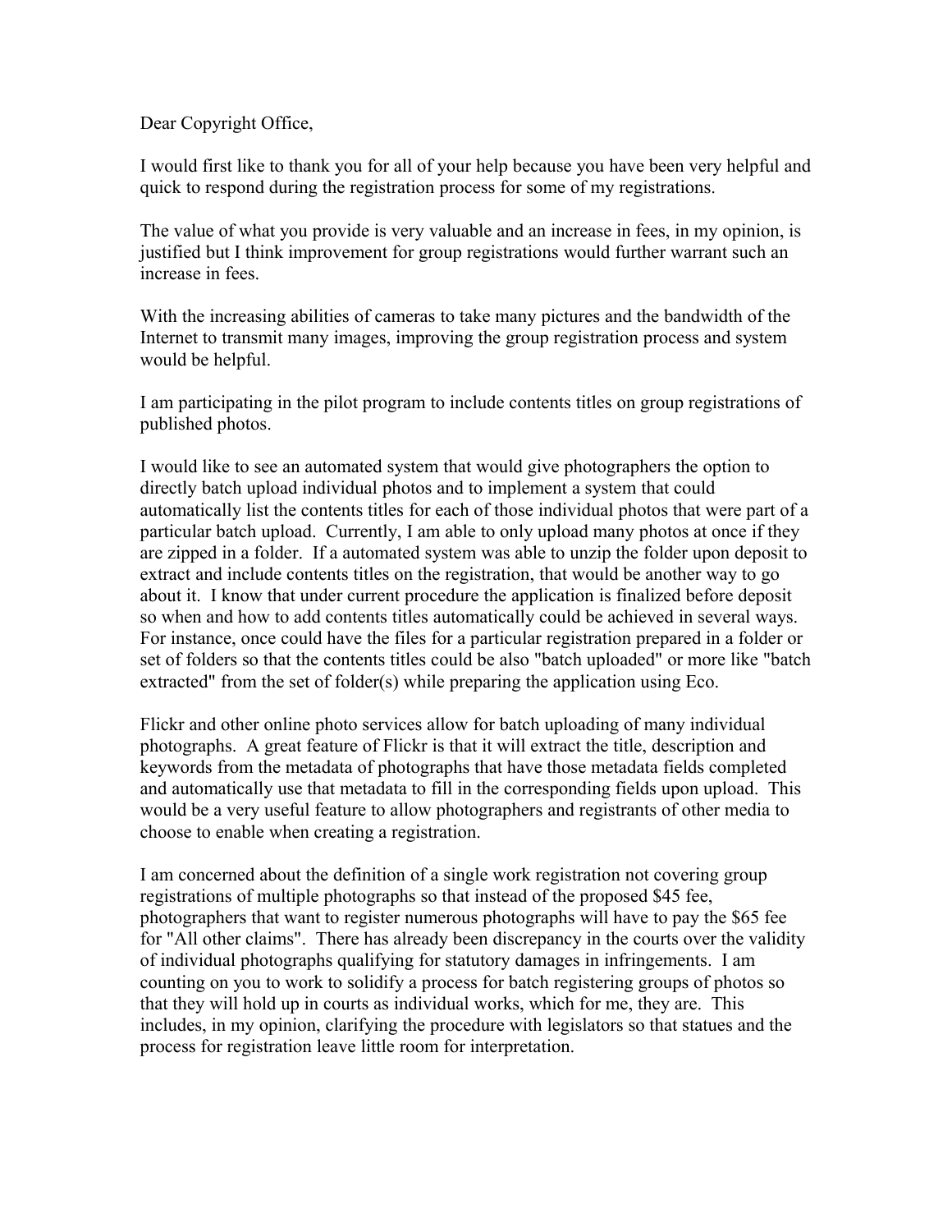Dear Copyright Office,

I would first like to thank you for all of your help because you have been very helpful and quick to respond during the registration process for some of my registrations.

The value of what you provide is very valuable and an increase in fees, in my opinion, is justified but I think improvement for group registrations would further warrant such an increase in fees.

With the increasing abilities of cameras to take many pictures and the bandwidth of the Internet to transmit many images, improving the group registration process and system would be helpful.

I am participating in the pilot program to include contents titles on group registrations of published photos.

I would like to see an automated system that would give photographers the option to directly batch upload individual photos and to implement a system that could automatically list the contents titles for each of those individual photos that were part of a particular batch upload. Currently, I am able to only upload many photos at once if they are zipped in a folder. If a automated system was able to unzip the folder upon deposit to extract and include contents titles on the registration, that would be another way to go about it. I know that under current procedure the application is finalized before deposit so when and how to add contents titles automatically could be achieved in several ways. For instance, once could have the files for a particular registration prepared in a folder or set of folders so that the contents titles could be also "batch uploaded" or more like "batch extracted" from the set of folder(s) while preparing the application using Eco.

Flickr and other online photo services allow for batch uploading of many individual photographs. A great feature of Flickr is that it will extract the title, description and keywords from the metadata of photographs that have those metadata fields completed and automatically use that metadata to fill in the corresponding fields upon upload. This would be a very useful feature to allow photographers and registrants of other media to choose to enable when creating a registration.

I am concerned about the definition of a single work registration not covering group registrations of multiple photographs so that instead of the proposed $45 fee, photographers that want to register numerous photographs will have to pay the $65 fee for "All other claims". There has already been discrepancy in the courts over the validity of individual photographs qualifying for statutory damages in infringements. I am counting on you to work to solidify a process for batch registering groups of photos so that they will hold up in courts as individual works, which for me, they are. This includes, in my opinion, clarifying the procedure with legislators so that statues and the process for registration leave little room for interpretation.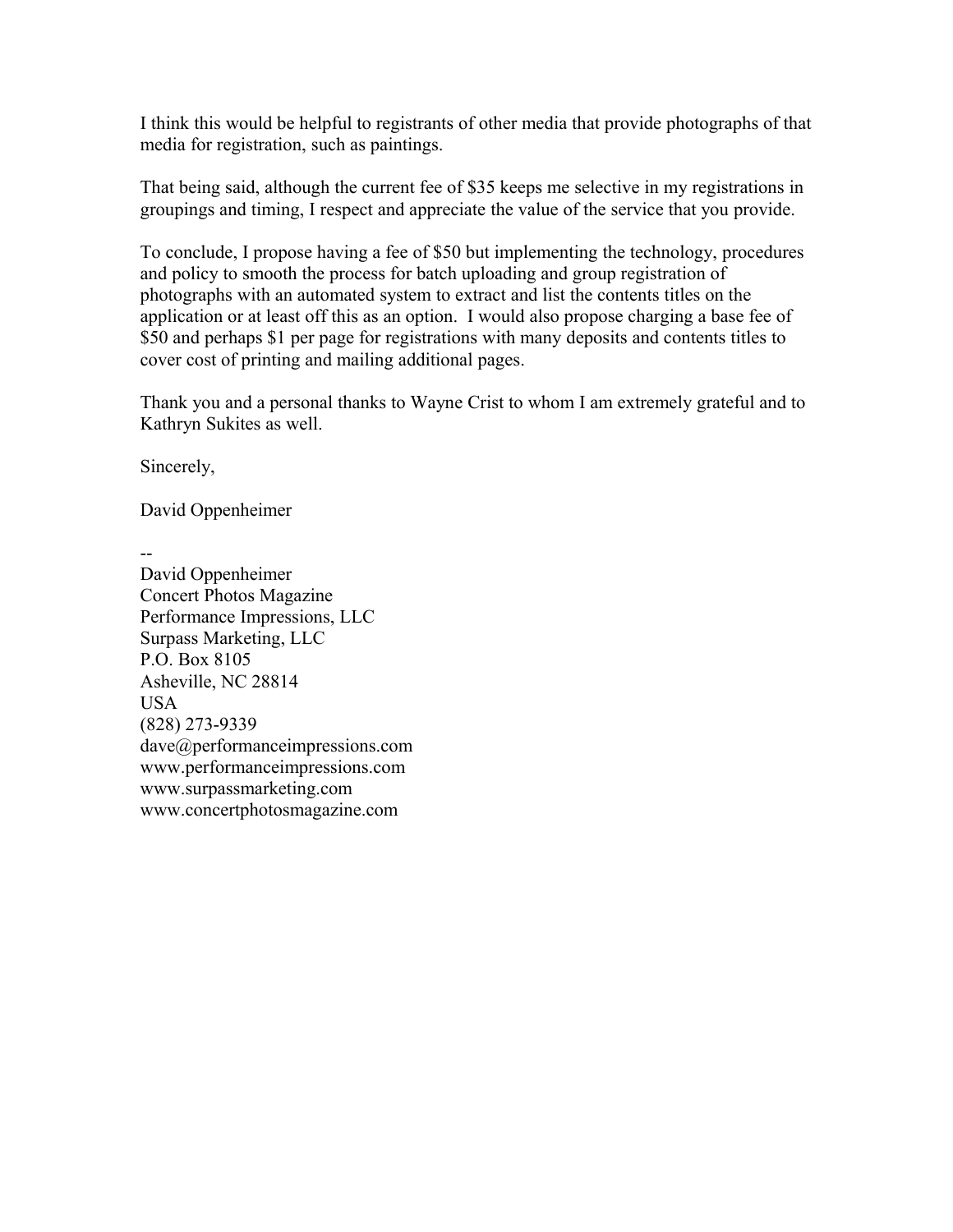I think this would be helpful to registrants of other media that provide photographs of that media for registration, such as paintings.

That being said, although the current fee of $35 keeps me selective in my registrations in groupings and timing, I respect and appreciate the value of the service that you provide.

To conclude, I propose having a fee of $50 but implementing the technology, procedures and policy to smooth the process for batch uploading and group registration of photographs with an automated system to extract and list the contents titles on the application or at least off this as an option.  I would also propose charging a base fee of $50 and perhaps $1 per page for registrations with many deposits and contents titles to cover cost of printing and mailing additional pages.

Thank you and a personal thanks to Wayne Crist to whom I am extremely grateful and to Kathryn Sukites as well.

Sincerely,

David Oppenheimer

--
David Oppenheimer
Concert Photos Magazine
Performance Impressions, LLC
Surpass Marketing, LLC
P.O. Box 8105
Asheville, NC 28814
USA
(828) 273-9339
dave@performanceimpressions.com
www.performanceimpressions.com
www.surpassmarketing.com
www.concertphotosmagazine.com